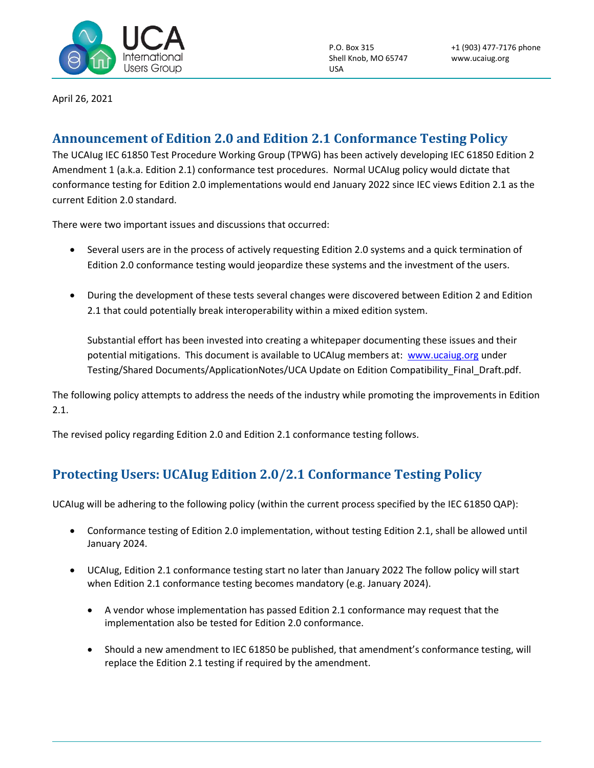UCA International Users Group

P.O. Box 315
Shell Knob, MO 65747
USA

+1 (903) 477-7176 phone
www.ucaiug.org

April 26, 2021

## Announcement of Edition 2.0 and Edition 2.1 Conformance Testing Policy

The UCAIug IEC 61850 Test Procedure Working Group (TPWG) has been actively developing IEC 61850 Edition 2 Amendment 1 (a.k.a. Edition 2.1) conformance test procedures. Normal UCAIug policy would dictate that conformance testing for Edition 2.0 implementations would end January 2022 since IEC views Edition 2.1 as the current Edition 2.0 standard.

There were two important issues and discussions that occurred:

- Several users are in the process of actively requesting Edition 2.0 systems and a quick termination of Edition 2.0 conformance testing would jeopardize these systems and the investment of the users.
- During the development of these tests several changes were discovered between Edition 2 and Edition 2.1 that could potentially break interoperability within a mixed edition system.

  Substantial effort has been invested into creating a whitepaper documenting these issues and their potential mitigations. This document is available to UCAIug members at: www.ucaiug.org under Testing/Shared Documents/ApplicationNotes/UCA Update on Edition Compatibility_Final_Draft.pdf.

The following policy attempts to address the needs of the industry while promoting the improvements in Edition 2.1.

The revised policy regarding Edition 2.0 and Edition 2.1 conformance testing follows.

## Protecting Users: UCAIug Edition 2.0/2.1 Conformance Testing Policy

UCAIug will be adhering to the following policy (within the current process specified by the IEC 61850 QAP):

- Conformance testing of Edition 2.0 implementation, without testing Edition 2.1, shall be allowed until January 2024.
- UCAIug, Edition 2.1 conformance testing start no later than January 2022 The follow policy will start when Edition 2.1 conformance testing becomes mandatory (e.g. January 2024).
  - A vendor whose implementation has passed Edition 2.1 conformance may request that the implementation also be tested for Edition 2.0 conformance.
  - Should a new amendment to IEC 61850 be published, that amendment's conformance testing, will replace the Edition 2.1 testing if required by the amendment.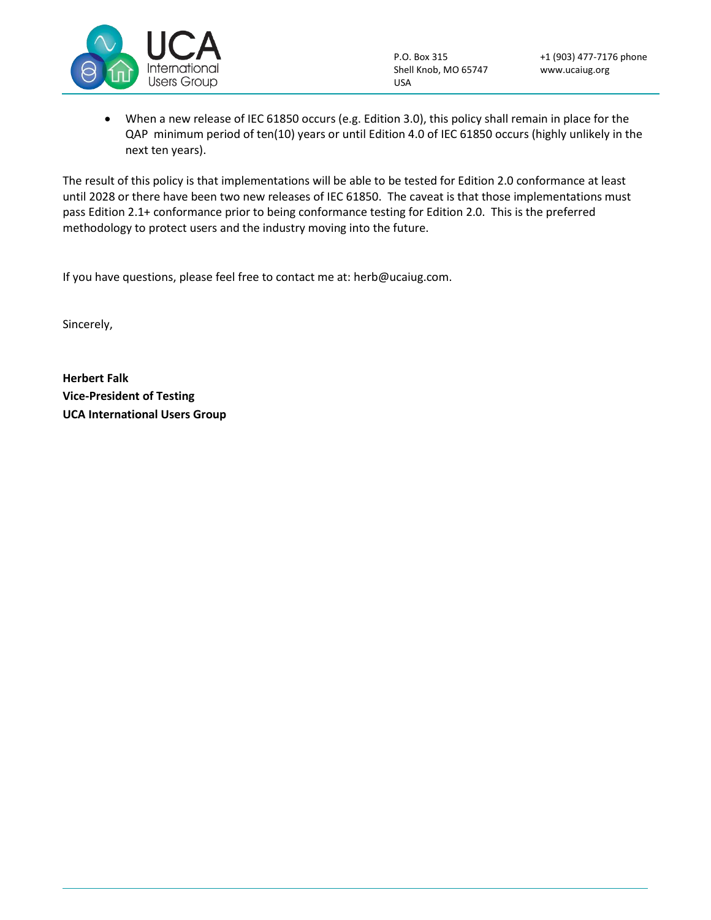- When a new release of IEC 61850 occurs (e.g. Edition 3.0), this policy shall remain in place for the QAP minimum period of ten(10) years or until Edition 4.0 of IEC 61850 occurs (highly unlikely in the next ten years).

The result of this policy is that implementations will be able to be tested for Edition 2.0 conformance at least until 2028 or there have been two new releases of IEC 61850. The caveat is that those implementations must pass Edition 2.1+ conformance prior to being conformance testing for Edition 2.0. This is the preferred methodology to protect users and the industry moving into the future.

If you have questions, please feel free to contact me at: herb@ucaiug.com.

Sincerely,

**Herbert Falk**
**Vice-President of Testing**
**UCA International Users Group**